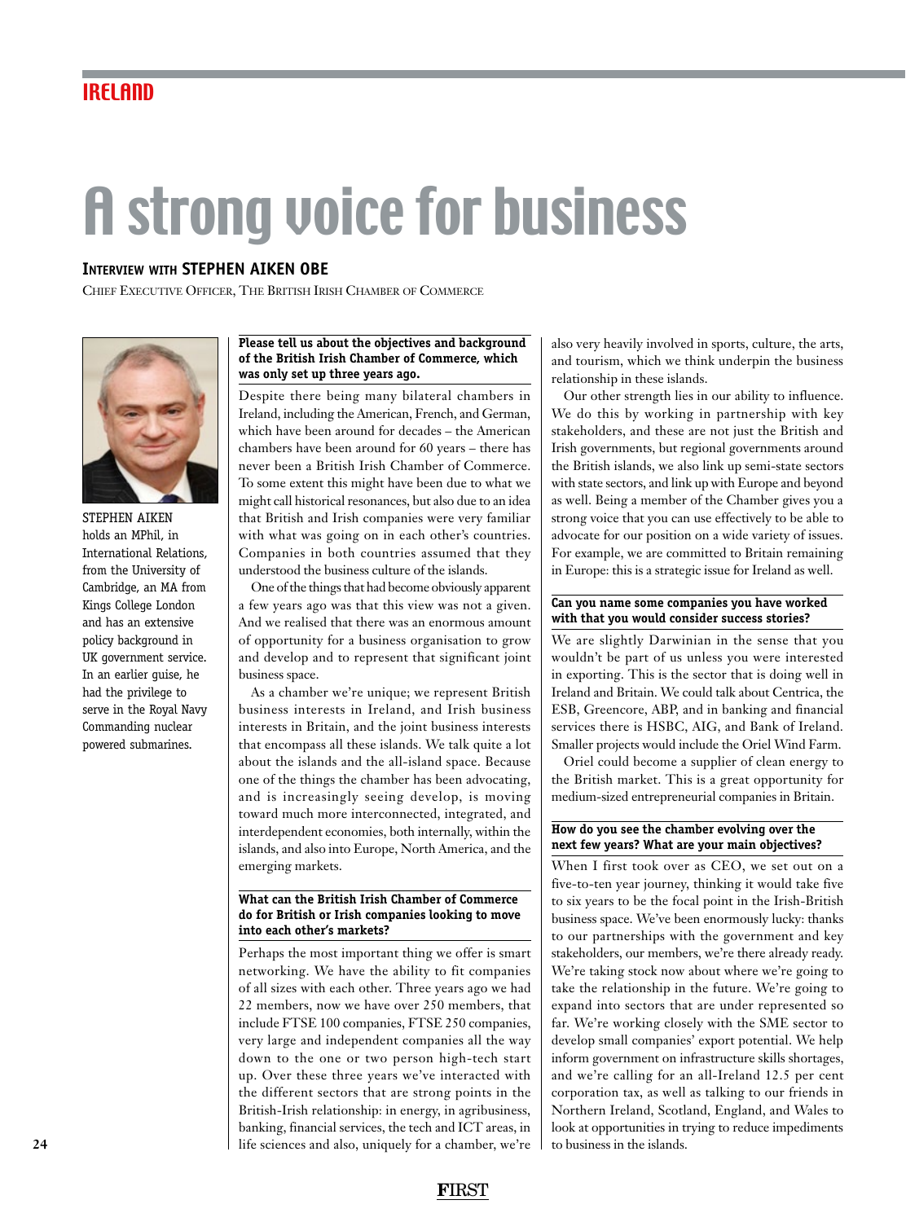# A strong voice for business

## Interview with STEPHEN AIKEN OBE

Chief Executive Officer, The British Irish Chamber of Commerce

STEPHEN AIKEN holds an MPhil, in International Relations, from the University of Cambridge, an MA from Kings College London and has an extensive policy background in UK government service. In an earlier guise, he had the privilege to serve in the Royal Navy Commanding nuclear powered submarines.

**Please tell us about the objectives and background of the British Irish Chamber of Commerce, which was only set up three years ago.**

Despite there being many bilateral chambers in Ireland, including the American, French, and German, which have been around for decades – the American chambers have been around for 60 years – there has never been a British Irish Chamber of Commerce. To some extent this might have been due to what we might call historical resonances, but also due to an idea that British and Irish companies were very familiar with what was going on in each other's countries. Companies in both countries assumed that they understood the business culture of the islands.

One of the things that had become obviously apparent a few years ago was that this view was not a given. And we realised that there was an enormous amount of opportunity for a business organisation to grow and develop and to represent that significant joint business space.

As a chamber we're unique; we represent British business interests in Ireland, and Irish business interests in Britain, and the joint business interests that encompass all these islands. We talk quite a lot about the islands and the all-island space. Because one of the things the chamber has been advocating, and is increasingly seeing develop, is moving toward much more interconnected, integrated, and interdependent economies, both internally, within the islands, and also into Europe, North America, and the emerging markets.

**What can the British Irish Chamber of Commerce do for British or Irish companies looking to move into each other's markets?**

Perhaps the most important thing we offer is smart networking. We have the ability to fit companies of all sizes with each other. Three years ago we had 22 members, now we have over 250 members, that include FTSE 100 companies, FTSE 250 companies, very large and independent companies all the way down to the one or two person high-tech start up. Over these three years we've interacted with the different sectors that are strong points in the British-Irish relationship: in energy, in agribusiness, banking, financial services, the tech and ICT areas, in life sciences and also, uniquely for a chamber, we're also very heavily involved in sports, culture, the arts, and tourism, which we think underpin the business relationship in these islands.

Our other strength lies in our ability to influence. We do this by working in partnership with key stakeholders, and these are not just the British and Irish governments, but regional governments around the British islands, we also link up semi-state sectors with state sectors, and link up with Europe and beyond as well. Being a member of the Chamber gives you a strong voice that you can use effectively to be able to advocate for our position on a wide variety of issues. For example, we are committed to Britain remaining in Europe: this is a strategic issue for Ireland as well.

**Can you name some companies you have worked with that you would consider success stories?**

We are slightly Darwinian in the sense that you wouldn't be part of us unless you were interested in exporting. This is the sector that is doing well in Ireland and Britain. We could talk about Centrica, the ESB, Greencore, ABP, and in banking and financial services there is HSBC, AIG, and Bank of Ireland. Smaller projects would include the Oriel Wind Farm.

Oriel could become a supplier of clean energy to the British market. This is a great opportunity for medium-sized entrepreneurial companies in Britain.

**How do you see the chamber evolving over the next few years? What are your main objectives?**

When I first took over as CEO, we set out on a five-to-ten year journey, thinking it would take five to six years to be the focal point in the Irish-British business space. We've been enormously lucky: thanks to our partnerships with the government and key stakeholders, our members, we're there already ready. We're taking stock now about where we're going to take the relationship in the future. We're going to expand into sectors that are under represented so far. We're working closely with the SME sector to develop small companies' export potential. We help inform government on infrastructure skills shortages, and we're calling for an all-Ireland 12.5 per cent corporation tax, as well as talking to our friends in Northern Ireland, Scotland, England, and Wales to look at opportunities in trying to reduce impediments to business in the islands.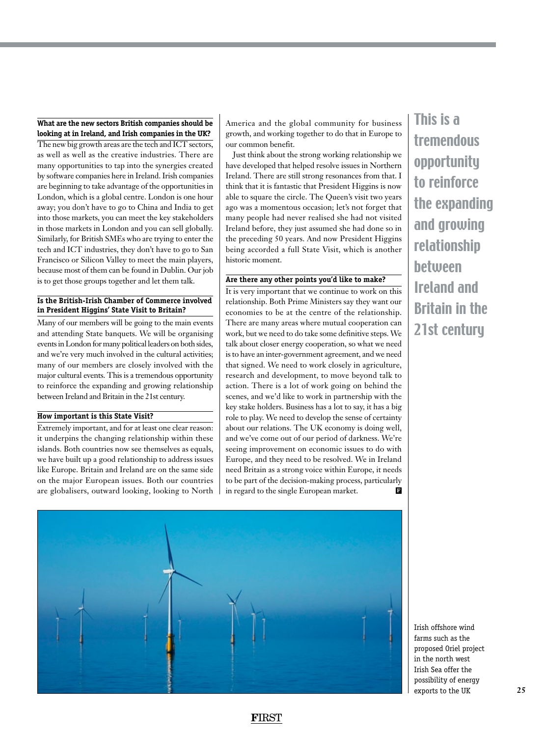**What are the new sectors British companies should be looking at in Ireland, and Irish companies in the UK?**

The new big growth areas are the tech and ICT sectors, as well as well as the creative industries. There are many opportunities to tap into the synergies created by software companies here in Ireland. Irish companies are beginning to take advantage of the opportunities in London, which is a global centre. London is one hour away; you don't have to go to China and India to get into those markets, you can meet the key stakeholders in those markets in London and you can sell globally. Similarly, for British SMEs who are trying to enter the tech and ICT industries, they don't have to go to San Francisco or Silicon Valley to meet the main players, because most of them can be found in Dublin. Our job is to get those groups together and let them talk.

**Is the British-Irish Chamber of Commerce involved in President Higgins' State Visit to Britain?**

Many of our members will be going to the main events and attending State banquets. We will be organising events in London for many political leaders on both sides, and we're very much involved in the cultural activities; many of our members are closely involved with the major cultural events. This is a tremendous opportunity to reinforce the expanding and growing relationship between Ireland and Britain in the 21st century.

**How important is this State Visit?**

Extremely important, and for at least one clear reason: it underpins the changing relationship within these islands. Both countries now see themselves as equals, we have built up a good relationship to address issues like Europe. Britain and Ireland are on the same side on the major European issues. Both our countries are globalisers, outward looking, looking to North America and the global community for business growth, and working together to do that in Europe to our common benefit.

Just think about the strong working relationship we have developed that helped resolve issues in Northern Ireland. There are still strong resonances from that. I think that it is fantastic that President Higgins is now able to square the circle. The Queen's visit two years ago was a momentous occasion; let's not forget that many people had never realised she had not visited Ireland before, they just assumed she had done so in the preceding 50 years. And now President Higgins being accorded a full State Visit, which is another historic moment.

**Are there any other points you'd like to make?**

It is very important that we continue to work on this relationship. Both Prime Ministers say they want our economies to be at the centre of the relationship. There are many areas where mutual cooperation can work, but we need to do take some definitive steps. We talk about closer energy cooperation, so what we need is to have an inter-government agreement, and we need that signed. We need to work closely in agriculture, research and development, to move beyond talk to action. There is a lot of work going on behind the scenes, and we'd like to work in partnership with the key stake holders. Business has a lot to say, it has a big role to play. We need to develop the sense of certainty about our relations. The UK economy is doing well, and we've come out of our period of darkness. We're seeing improvement on economic issues to do with Europe, and they need to be resolved. We in Ireland need Britain as a strong voice within Europe, it needs to be part of the decision-making process, particularly in regard to the single European market.

**This is a tremendous opportunity to reinforce the expanding and growing relationship between Ireland and Britain in the 21st century**

Irish offshore wind farms such as the proposed Oriel project in the north west Irish Sea offer the possibility of energy exports to the UK